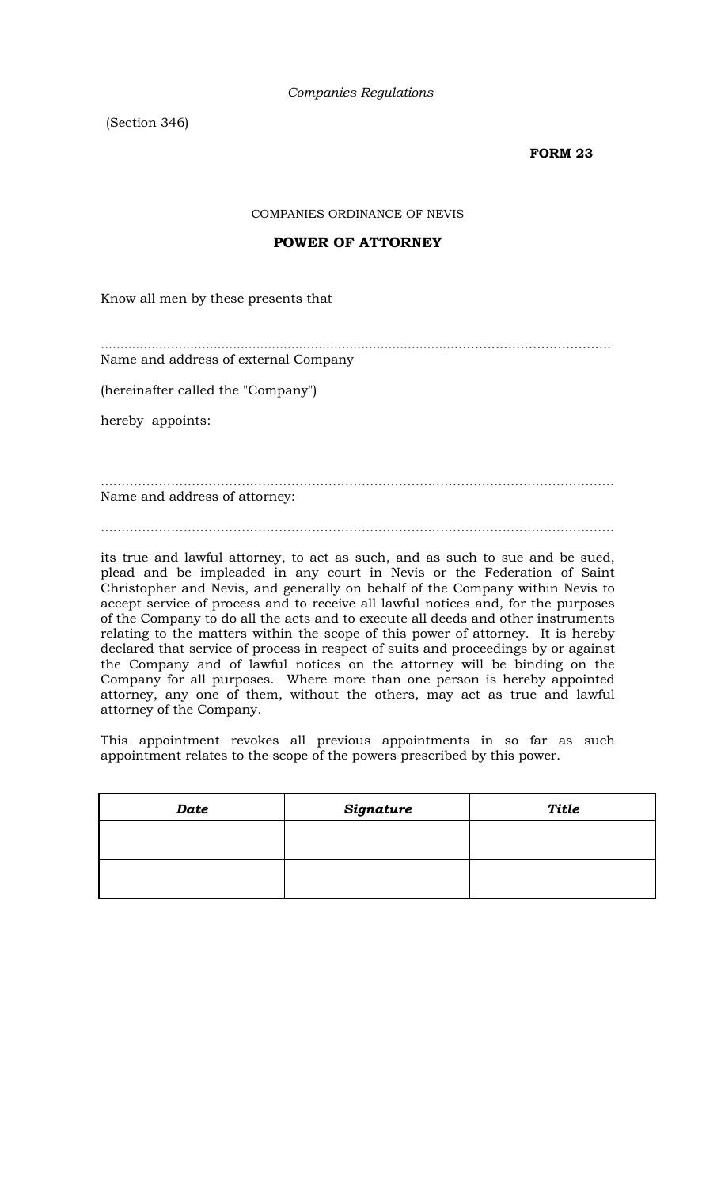*Companies Regulations*

(Section 346)

**FORM 23**

COMPANIES ORDINANCE OF NEVIS

## POWER OF ATTORNEY

Know all men by these presents that

..............................................................................................................................
Name and address of external Company

(hereinafter called the "Company")

hereby appoints:

..............................................................................................................................
Name and address of attorney:

..............................................................................................................................

its true and lawful attorney, to act as such, and as such to sue and be sued, plead and be impleaded in any court in Nevis or the Federation of Saint Christopher and Nevis, and generally on behalf of the Company within Nevis to accept service of process and to receive all lawful notices and, for the purposes of the Company to do all the acts and to execute all deeds and other instruments relating to the matters within the scope of this power of attorney. It is hereby declared that service of process in respect of suits and proceedings by or against the Company and of lawful notices on the attorney will be binding on the Company for all purposes. Where more than one person is hereby appointed attorney, any one of them, without the others, may act as true and lawful attorney of the Company.

This appointment revokes all previous appointments in so far as such appointment relates to the scope of the powers prescribed by this power.

| *Date* | *Signature* | *Title* |
|---|---|---|
| | | |
| | | |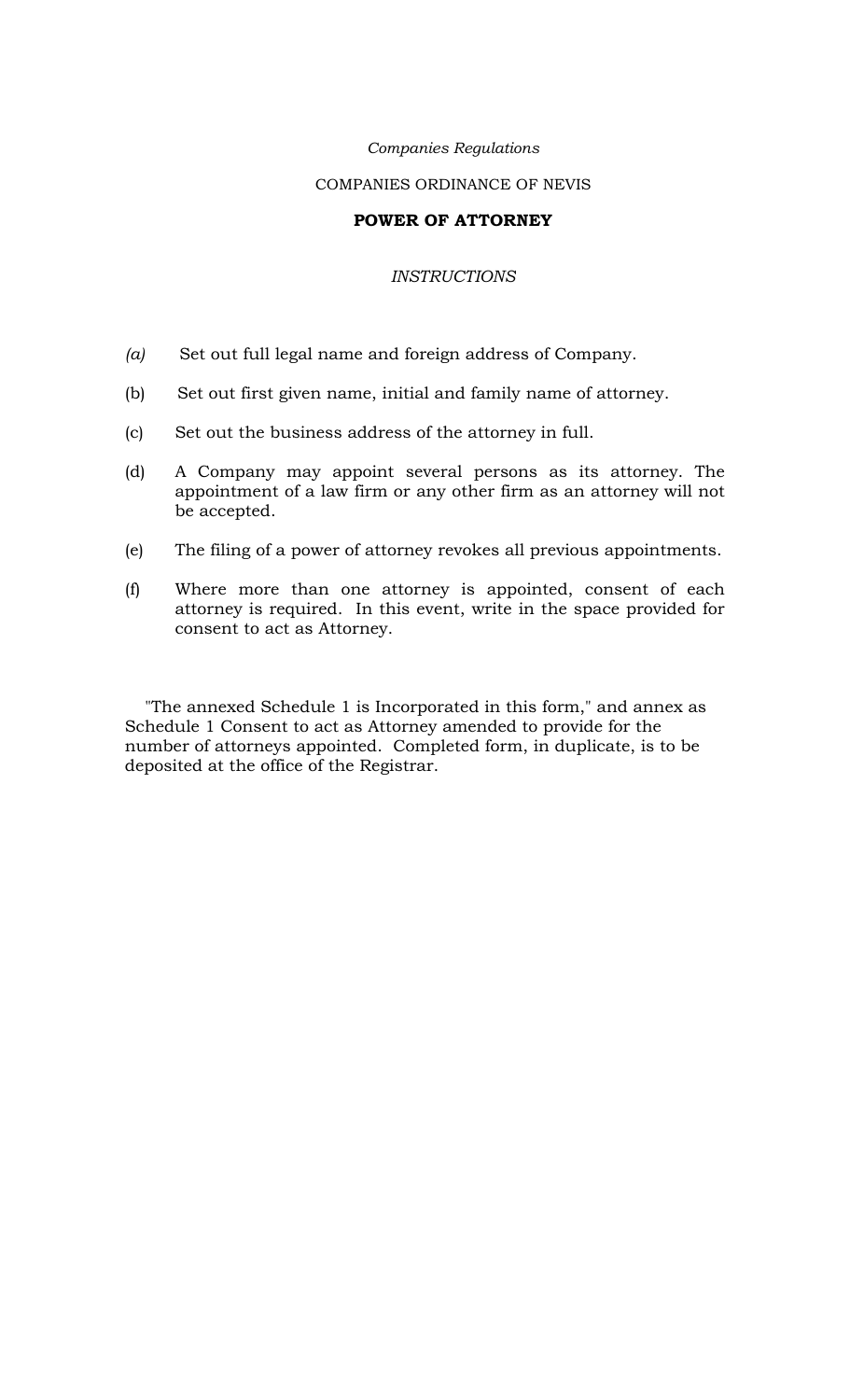*Companies Regulations*

COMPANIES ORDINANCE OF NEVIS

**POWER OF ATTORNEY**

*INSTRUCTIONS*

*(a)* Set out full legal name and foreign address of Company.

(b) Set out first given name, initial and family name of attorney.

(c) Set out the business address of the attorney in full.

(d) A Company may appoint several persons as its attorney. The appointment of a law firm or any other firm as an attorney will not be accepted.

(e) The filing of a power of attorney revokes all previous appointments.

(f) Where more than one attorney is appointed, consent of each attorney is required. In this event, write in the space provided for consent to act as Attorney.

"The annexed Schedule 1 is Incorporated in this form," and annex as Schedule 1 Consent to act as Attorney amended to provide for the number of attorneys appointed. Completed form, in duplicate, is to be deposited at the office of the Registrar.